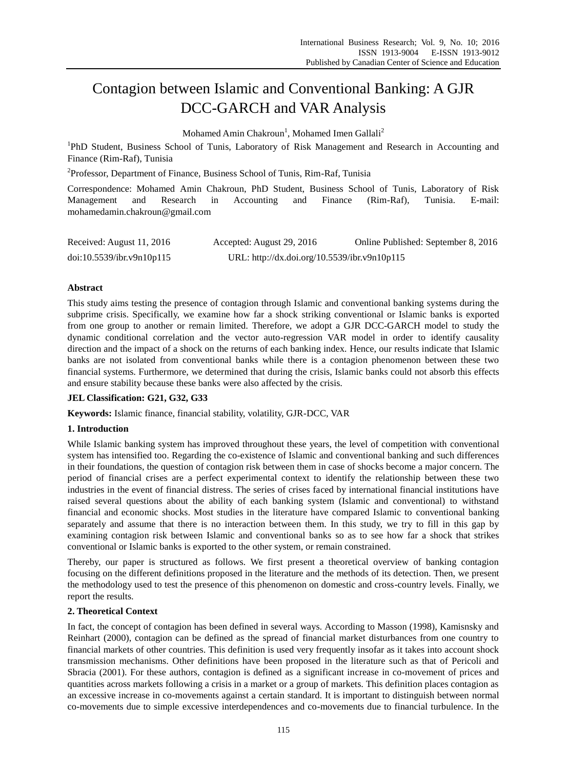# Contagion between Islamic and Conventional Banking: A GJR DCC-GARCH and VAR Analysis

Mohamed Amin Chakroun[1], Mohamed Imen Gallali[2]

[1]PhD Student, Business School of Tunis, Laboratory of Risk Management and Research in Accounting and Finance (Rim-Raf), Tunisia

[2]Professor, Department of Finance, Business School of Tunis, Rim-Raf, Tunisia

Correspondence: Mohamed Amin Chakroun, PhD Student, Business School of Tunis, Laboratory of Risk Management and Research in Accounting and Finance (Rim-Raf), Tunisia. E-mail: mohamedamin.chakroun@gmail.com

Received: August 11, 2016 Accepted: August 29, 2016 Online Published: September 8, 2016

doi:10.5539/ibr.v9n10p115 URL: http://dx.doi.org/10.5539/ibr.v9n10p115

**Abstract**

This study aims testing the presence of contagion through Islamic and conventional banking systems during the subprime crisis. Specifically, we examine how far a shock striking conventional or Islamic banks is exported from one group to another or remain limited. Therefore, we adopt a GJR DCC-GARCH model to study the dynamic conditional correlation and the vector auto-regression VAR model in order to identify causality direction and the impact of a shock on the returns of each banking index. Hence, our results indicate that Islamic banks are not isolated from conventional banks while there is a contagion phenomenon between these two financial systems. Furthermore, we determined that during the crisis, Islamic banks could not absorb this effects and ensure stability because these banks were also affected by the crisis.

**JEL Classification: G21, G32, G33**

**Keywords:** Islamic finance, financial stability, volatility, GJR-DCC, VAR

## 1. Introduction

While Islamic banking system has improved throughout these years, the level of competition with conventional system has intensified too. Regarding the co-existence of Islamic and conventional banking and such differences in their foundations, the question of contagion risk between them in case of shocks become a major concern. The period of financial crises are a perfect experimental context to identify the relationship between these two industries in the event of financial distress. The series of crises faced by international financial institutions have raised several questions about the ability of each banking system (Islamic and conventional) to withstand financial and economic shocks. Most studies in the literature have compared Islamic to conventional banking separately and assume that there is no interaction between them. In this study, we try to fill in this gap by examining contagion risk between Islamic and conventional banks so as to see how far a shock that strikes conventional or Islamic banks is exported to the other system, or remain constrained.

Thereby, our paper is structured as follows. We first present a theoretical overview of banking contagion focusing on the different definitions proposed in the literature and the methods of its detection. Then, we present the methodology used to test the presence of this phenomenon on domestic and cross-country levels. Finally, we report the results.

## 2. Theoretical Context

In fact, the concept of contagion has been defined in several ways. According to Masson (1998), Kamisnsky and Reinhart (2000), contagion can be defined as the spread of financial market disturbances from one country to financial markets of other countries. This definition is used very frequently insofar as it takes into account shock transmission mechanisms. Other definitions have been proposed in the literature such as that of Pericoli and Sbracia (2001). For these authors, contagion is defined as a significant increase in co-movement of prices and quantities across markets following a crisis in a market or a group of markets. This definition places contagion as an excessive increase in co-movements against a certain standard. It is important to distinguish between normal co-movements due to simple excessive interdependences and co-movements due to financial turbulence. In the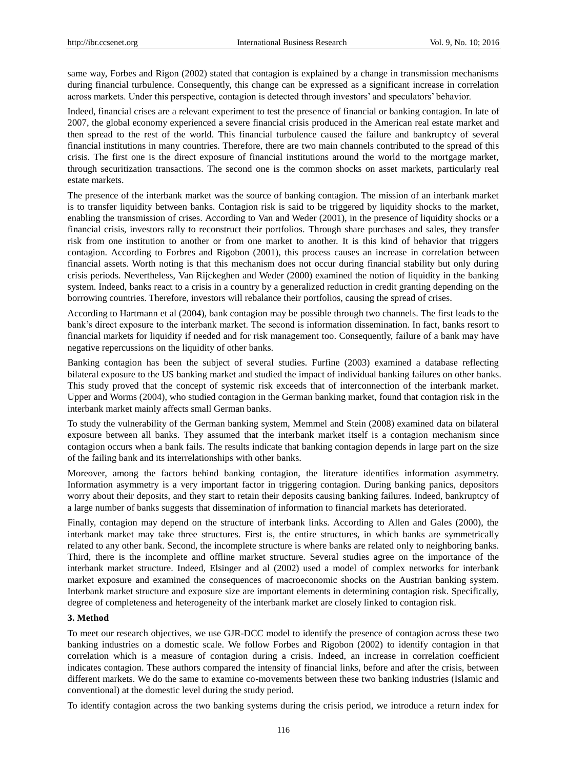same way, Forbes and Rigon (2002) stated that contagion is explained by a change in transmission mechanisms during financial turbulence. Consequently, this change can be expressed as a significant increase in correlation across markets. Under this perspective, contagion is detected through investors' and speculators' behavior.

Indeed, financial crises are a relevant experiment to test the presence of financial or banking contagion. In late of 2007, the global economy experienced a severe financial crisis produced in the American real estate market and then spread to the rest of the world. This financial turbulence caused the failure and bankruptcy of several financial institutions in many countries. Therefore, there are two main channels contributed to the spread of this crisis. The first one is the direct exposure of financial institutions around the world to the mortgage market, through securitization transactions. The second one is the common shocks on asset markets, particularly real estate markets.

The presence of the interbank market was the source of banking contagion. The mission of an interbank market is to transfer liquidity between banks. Contagion risk is said to be triggered by liquidity shocks to the market, enabling the transmission of crises. According to Van and Weder (2001), in the presence of liquidity shocks or a financial crisis, investors rally to reconstruct their portfolios. Through share purchases and sales, they transfer risk from one institution to another or from one market to another. It is this kind of behavior that triggers contagion. According to Forbres and Rigobon (2001), this process causes an increase in correlation between financial assets. Worth noting is that this mechanism does not occur during financial stability but only during crisis periods. Nevertheless, Van Rijckeghen and Weder (2000) examined the notion of liquidity in the banking system. Indeed, banks react to a crisis in a country by a generalized reduction in credit granting depending on the borrowing countries. Therefore, investors will rebalance their portfolios, causing the spread of crises.

According to Hartmann et al (2004), bank contagion may be possible through two channels. The first leads to the bank's direct exposure to the interbank market. The second is information dissemination. In fact, banks resort to financial markets for liquidity if needed and for risk management too. Consequently, failure of a bank may have negative repercussions on the liquidity of other banks.

Banking contagion has been the subject of several studies. Furfine (2003) examined a database reflecting bilateral exposure to the US banking market and studied the impact of individual banking failures on other banks. This study proved that the concept of systemic risk exceeds that of interconnection of the interbank market. Upper and Worms (2004), who studied contagion in the German banking market, found that contagion risk in the interbank market mainly affects small German banks.

To study the vulnerability of the German banking system, Memmel and Stein (2008) examined data on bilateral exposure between all banks. They assumed that the interbank market itself is a contagion mechanism since contagion occurs when a bank fails. The results indicate that banking contagion depends in large part on the size of the failing bank and its interrelationships with other banks.

Moreover, among the factors behind banking contagion, the literature identifies information asymmetry. Information asymmetry is a very important factor in triggering contagion. During banking panics, depositors worry about their deposits, and they start to retain their deposits causing banking failures. Indeed, bankruptcy of a large number of banks suggests that dissemination of information to financial markets has deteriorated.

Finally, contagion may depend on the structure of interbank links. According to Allen and Gales (2000), the interbank market may take three structures. First is, the entire structures, in which banks are symmetrically related to any other bank. Second, the incomplete structure is where banks are related only to neighboring banks. Third, there is the incomplete and offline market structure. Several studies agree on the importance of the interbank market structure. Indeed, Elsinger and al (2002) used a model of complex networks for interbank market exposure and examined the consequences of macroeconomic shocks on the Austrian banking system. Interbank market structure and exposure size are important elements in determining contagion risk. Specifically, degree of completeness and heterogeneity of the interbank market are closely linked to contagion risk.

## 3. Method

To meet our research objectives, we use GJR-DCC model to identify the presence of contagion across these two banking industries on a domestic scale. We follow Forbes and Rigobon (2002) to identify contagion in that correlation which is a measure of contagion during a crisis. Indeed, an increase in correlation coefficient indicates contagion. These authors compared the intensity of financial links, before and after the crisis, between different markets. We do the same to examine co-movements between these two banking industries (Islamic and conventional) at the domestic level during the study period.

To identify contagion across the two banking systems during the crisis period, we introduce a return index for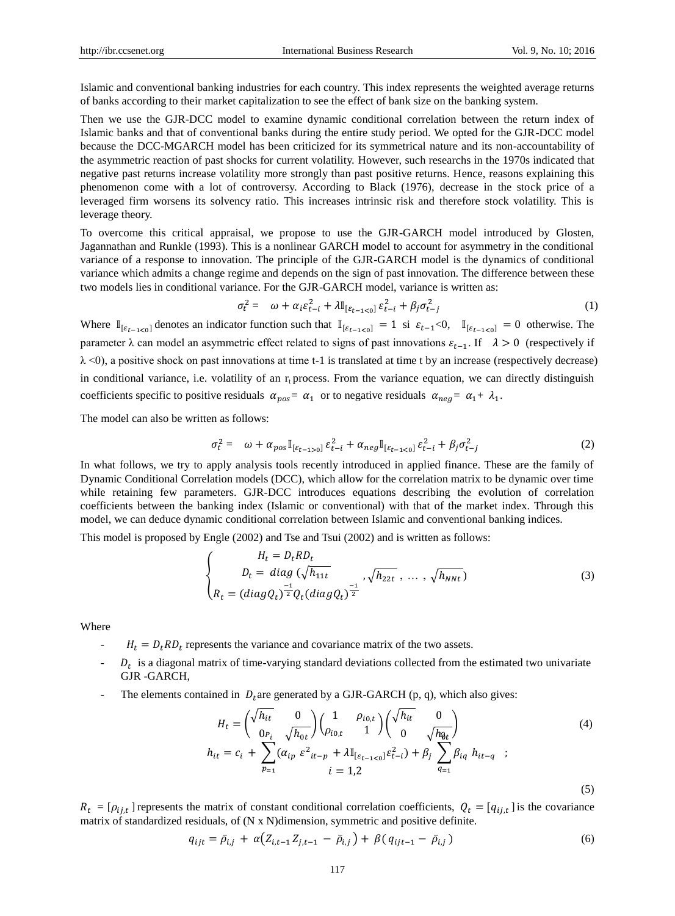Islamic and conventional banking industries for each country. This index represents the weighted average returns of banks according to their market capitalization to see the effect of bank size on the banking system.

Then we use the GJR-DCC model to examine dynamic conditional correlation between the return index of Islamic banks and that of conventional banks during the entire study period. We opted for the GJR-DCC model because the DCC-MGARCH model has been criticized for its symmetrical nature and its non-accountability of the asymmetric reaction of past shocks for current volatility. However, such researchs in the 1970s indicated that negative past returns increase volatility more strongly than past positive returns. Hence, reasons explaining this phenomenon come with a lot of controversy. According to Black (1976), decrease in the stock price of a leveraged firm worsens its solvency ratio. This increases intrinsic risk and therefore stock volatility. This is leverage theory.

To overcome this critical appraisal, we propose to use the GJR-GARCH model introduced by Glosten, Jagannathan and Runkle (1993). This is a nonlinear GARCH model to account for asymmetry in the conditional variance of a response to innovation. The principle of the GJR-GARCH model is the dynamics of conditional variance which admits a change regime and depends on the sign of past innovation. The difference between these two models lies in conditional variance. For the GJR-GARCH model, variance is written as:

$$\sigma_t^2 = \quad \omega + \alpha_i \varepsilon_{t-i}^2 + \lambda \mathbb{I}_{[\varepsilon_{t-1<0}]}\, \varepsilon_{t-i}^2 + \beta_j \sigma_{t-j}^2 \tag{1}$$

Where $\mathbb{I}_{[\varepsilon_{t-1<0}]}$ denotes an indicator function such that $\mathbb{I}_{[\varepsilon_{t-1<0}]} = 1$ si $\varepsilon_{t-1}$<0, $\mathbb{I}_{[\varepsilon_{t-1<0}]} = 0$ otherwise. The parameter λ can model an asymmetric effect related to signs of past innovations $\varepsilon_{t-1}$. If $\lambda > 0$ (respectively if λ <0), a positive shock on past innovations at time t-1 is translated at time t by an increase (respectively decrease) in conditional variance, i.e. volatility of an $r_t$ process. From the variance equation, we can directly distinguish coefficients specific to positive residuals $\alpha_{pos} = \alpha_1$ or to negative residuals $\alpha_{neg} = \alpha_1 + \lambda_1$.

The model can also be written as follows:

$$\sigma_t^2 = \quad \omega + \alpha_{pos} \mathbb{I}_{[\varepsilon_{t-1>0}]}\, \varepsilon_{t-i}^2 + \alpha_{neg} \mathbb{I}_{[\varepsilon_{t-1<0}]}\, \varepsilon_{t-i}^2 + \beta_j \sigma_{t-j}^2 \tag{2}$$

In what follows, we try to apply analysis tools recently introduced in applied finance. These are the family of Dynamic Conditional Correlation models (DCC), which allow for the correlation matrix to be dynamic over time while retaining few parameters. GJR-DCC introduces equations describing the evolution of correlation coefficients between the banking index (Islamic or conventional) with that of the market index. Through this model, we can deduce dynamic conditional correlation between Islamic and conventional banking indices.

This model is proposed by Engle (2002) and Tse and Tsui (2002) and is written as follows:

$$\begin{cases} H_t = D_t R D_t \\ D_t = diag\,(\sqrt{h_{11t}}\,, \sqrt{h_{22t}}\,,\ \dots\ , \sqrt{h_{NNt}}) \\ R_t = (diag Q_t)^{\frac{-1}{2}} Q_t (diag Q_t)^{\frac{-1}{2}} \end{cases} \tag{3}$$

Where

- $H_t = D_t R D_t$ represents the variance and covariance matrix of the two assets.
- $D_t$ is a diagonal matrix of time-varying standard deviations collected from the estimated two univariate GJR -GARCH,
- The elements contained in $D_t$ are generated by a GJR-GARCH (p, q), which also gives:

$$H_t = \begin{pmatrix} \sqrt{h_{it}} & 0 \\ 0 & \sqrt{h_{0t}} \end{pmatrix} \begin{pmatrix} 1 & \rho_{i0,t} \\ \rho_{i0,t} & 1 \end{pmatrix} \begin{pmatrix} \sqrt{h_{it}} & 0 \\ 0 & \sqrt{h_{0t}} \end{pmatrix} \tag{4}$$

$$h_{it} = c_i + \sum_{p=1}^{P_i} (\alpha_{ip}\, \varepsilon^2{}_{it-p} + \lambda \mathbb{I}_{[\varepsilon_{t-1<0}]} \varepsilon_{t-i}^2) + \beta_j \sum_{q=1}^{Q_i} \beta_{iq}\, h_{it-q} \quad ; \quad i = 1,2 \tag{5}$$

$R_t = [\rho_{ij,t}]$ represents the matrix of constant conditional correlation coefficients, $Q_t = [q_{ij,t}]$ is the covariance matrix of standardized residuals, of (N x N)dimension, symmetric and positive definite.

$$q_{ijt} = \bar{\rho}_{i,j} + \alpha\big(Z_{i,t-1} Z_{j,t-1} - \bar{\rho}_{i,j}\big) + \beta(\, q_{ijt-1} - \bar{\rho}_{i,j}\,) \tag{6}$$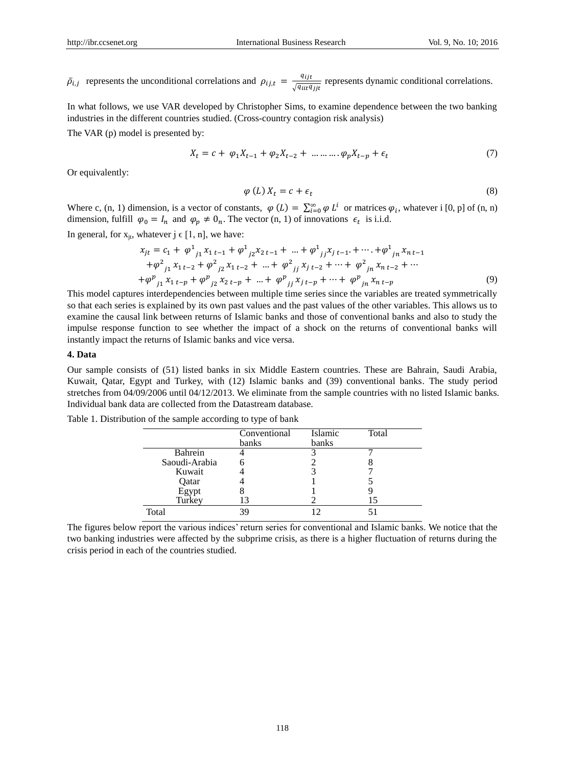$\bar{\rho}_{i,j}$ represents the unconditional correlations and $\rho_{ij,t} = \frac{q_{ijt}}{\sqrt{q_{iit}q_{jjt}}}$ represents dynamic conditional correlations.

In what follows, we use VAR developed by Christopher Sims, to examine dependence between the two banking industries in the different countries studied. (Cross-country contagion risk analysis)

The VAR (p) model is presented by:

$$X_t = c + \varphi_1 X_{t-1} + \varphi_2 X_{t-2} + \dots\dots\dots \varphi_p X_{t-p} + \epsilon_t \tag{7}$$

Or equivalently:

$$\varphi(L)\, X_t = c + \epsilon_t \tag{8}$$

Where c, (n, 1) dimension, is a vector of constants, $\varphi(L) = \sum_{i=0}^{\infty} \varphi L^i$ or matrices $\varphi_i$, whatever i [0, p] of (n, n) dimension, fulfill $\varphi_0 = I_n$ and $\varphi_p \neq 0_n$. The vector (n, 1) of innovations $\epsilon_t$ is i.i.d.

In general, for $x_{jt}$, whatever $j \in [1, n]$, we have:

$$\begin{aligned} x_{jt} = c_1 + \varphi^1{}_{j1}\, x_{1\,t-1} + \varphi^1{}_{j2} x_{2\,t-1} + \dots + \varphi^1{}_{jj} x_{j\,t-1}. + \cdots . + \varphi^1{}_{jn}\, x_{n\,t-1} \\ + \varphi^2{}_{j1}\, x_{1\,t-2} + \varphi^2{}_{j2}\, x_{1\,t-2} + \dots + \varphi^2{}_{jj}\, x_{j\,t-2} + \cdots + \varphi^2{}_{jn}\, x_{n\,t-2} + \cdots \\ + \varphi^p{}_{j1}\, x_{1\,t-p} + \varphi^p{}_{j2}\, x_{2\,t-p} + \dots + \varphi^p{}_{jj}\, x_{j\,t-p} + \cdots + \varphi^p{}_{jn}\, x_{n\,t-p} \end{aligned} \tag{9}$$

This model captures interdependencies between multiple time series since the variables are treated symmetrically so that each series is explained by its own past values and the past values of the other variables. This allows us to examine the causal link between returns of Islamic banks and those of conventional banks and also to study the impulse response function to see whether the impact of a shock on the returns of conventional banks will instantly impact the returns of Islamic banks and vice versa.

## 4. Data

Our sample consists of (51) listed banks in six Middle Eastern countries. These are Bahrain, Saudi Arabia, Kuwait, Qatar, Egypt and Turkey, with (12) Islamic banks and (39) conventional banks. The study period stretches from 04/09/2006 until 04/12/2013. We eliminate from the sample countries with no listed Islamic banks. Individual bank data are collected from the Datastream database.

Table 1. Distribution of the sample according to type of bank

| | Conventional banks | Islamic banks | Total |
|---|---|---|---|
| Bahrein | 4 | 3 | 7 |
| Saoudi-Arabia | 6 | 2 | 8 |
| Kuwait | 4 | 3 | 7 |
| Qatar | 4 | 1 | 5 |
| Egypt | 8 | 1 | 9 |
| Turkey | 13 | 2 | 15 |
| Total | 39 | 12 | 51 |

The figures below report the various indices' return series for conventional and Islamic banks. We notice that the two banking industries were affected by the subprime crisis, as there is a higher fluctuation of returns during the crisis period in each of the countries studied.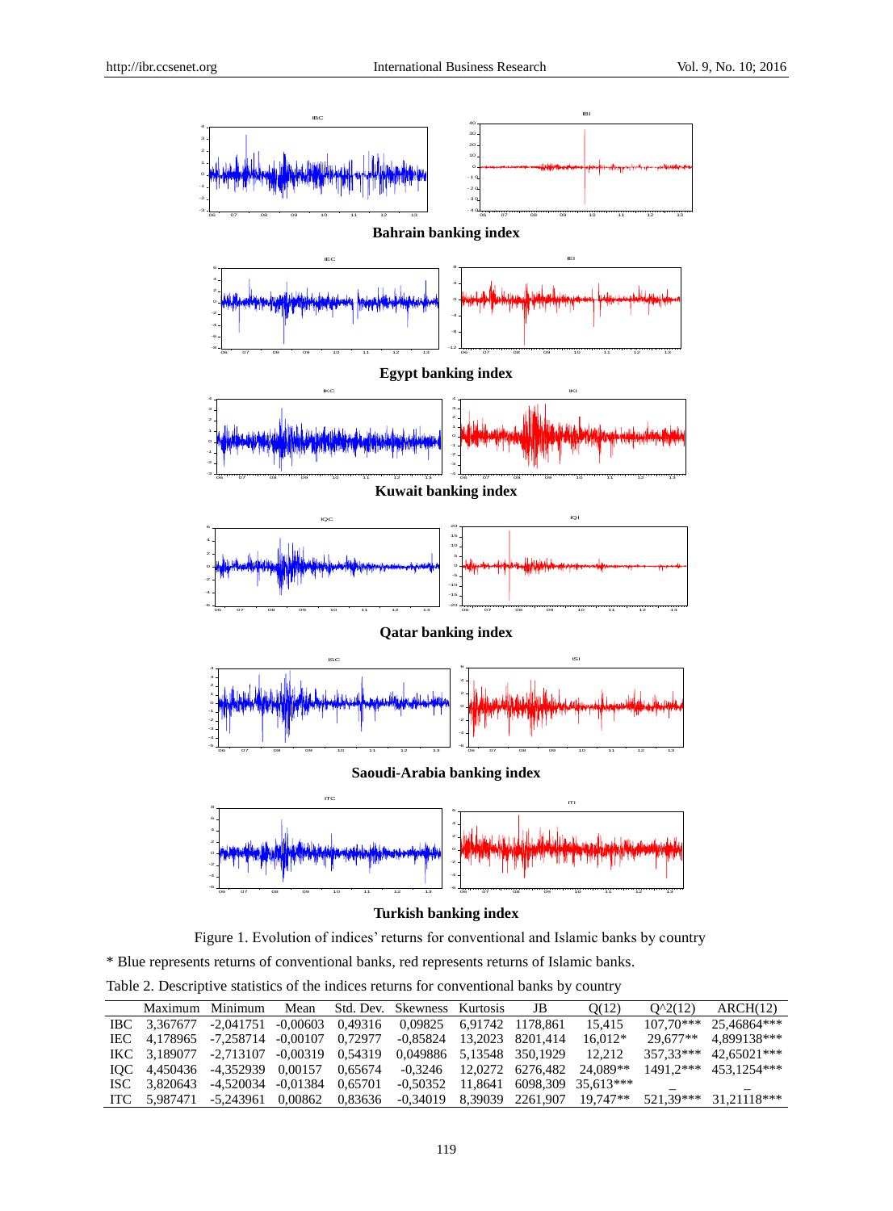**Bahrain banking index**

**Egypt banking index**

**Kuwait banking index**

**Qatar banking index**

**Saoudi-Arabia banking index**

**Turkish banking index**

Figure 1. Evolution of indices' returns for conventional and Islamic banks by country

* Blue represents returns of conventional banks, red represents returns of Islamic banks.

Table 2. Descriptive statistics of the indices returns for conventional banks by country

| | Maximum | Minimum | Mean | Std. Dev. | Skewness | Kurtosis | JB | Q(12) | Q^2(12) | ARCH(12) |
|---|---|---|---|---|---|---|---|---|---|---|
| IBC | 3,367677 | -2,041751 | -0,00603 | 0,49316 | 0,09825 | 6,91742 | 1178,861 | 15,415 | 107,70*** | 25,46864*** |
| IEC | 4,178965 | -7,258714 | -0,00107 | 0,72977 | -0,85824 | 13,2023 | 8201,414 | 16,012* | 29,677** | 4,899138*** |
| IKC | 3,189077 | -2,713107 | -0,00319 | 0,54319 | 0,049886 | 5,13548 | 350,1929 | 12,212 | 357,33*** | 42,65021*** |
| IQC | 4,450436 | -4,352939 | 0,00157 | 0,65674 | -0,3246 | 12,0272 | 6276,482 | 24,089** | 1491,2*** | 453,1254*** |
| ISC | 3,820643 | -4,520034 | -0,01384 | 0,65701 | -0,50352 | 11,8641 | 6098,309 | 35,613*** | _ | _ |
| ITC | 5,987471 | -5,243961 | 0,00862 | 0,83636 | -0,34019 | 8,39039 | 2261,907 | 19,747** | 521,39*** | 31,21118*** |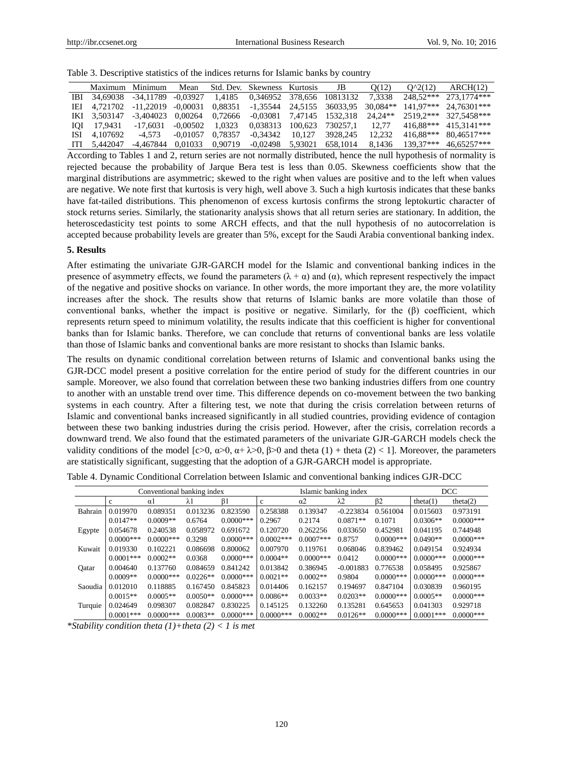Table 3. Descriptive statistics of the indices returns for Islamic banks by country

| | Maximum | Minimum | Mean | Std. Dev. | Skewness | Kurtosis | JB | Q(12) | Q^2(12) | ARCH(12) |
|---|---|---|---|---|---|---|---|---|---|---|
| IBI | 34,69038 | -34,11789 | -0,03927 | 1,4185 | 0,346952 | 378,656 | 10813132 | 7,3338 | 248,52*** | 273,1774*** |
| IEI | 4,721702 | -11,22019 | -0,00031 | 0,88351 | -1,35544 | 24,5155 | 36033,95 | 30,084** | 141,97*** | 24,76301*** |
| IKI | 3,503147 | -3,404023 | 0,00264 | 0,72666 | -0,03081 | 7,47145 | 1532,318 | 24,24** | 2519,2*** | 327,5458*** |
| IQI | 17,9431 | -17,6031 | -0,00502 | 1,0323 | 0,038313 | 100,623 | 730257,1 | 12,77 | 416,88*** | 415,3141*** |
| ISI | 4,107692 | -4,573 | -0,01057 | 0,78357 | -0,34342 | 10,127 | 3928,245 | 12,232 | 416,88*** | 80,46517*** |
| ITI | 5,442047 | -4,467844 | 0,01033 | 0,90719 | -0,02498 | 5,93021 | 658,1014 | 8,1436 | 139,37*** | 46,65257*** |

According to Tables 1 and 2, return series are not normally distributed, hence the null hypothesis of normality is rejected because the probability of Jarque Bera test is less than 0.05. Skewness coefficients show that the marginal distributions are asymmetric; skewed to the right when values are positive and to the left when values are negative. We note first that kurtosis is very high, well above 3. Such a high kurtosis indicates that these banks have fat-tailed distributions. This phenomenon of excess kurtosis confirms the strong leptokurtic character of stock returns series. Similarly, the stationarity analysis shows that all return series are stationary. In addition, the heteroscedasticity test points to some ARCH effects, and that the null hypothesis of no autocorrelation is accepted because probability levels are greater than 5%, except for the Saudi Arabia conventional banking index.

**5. Results**

After estimating the univariate GJR-GARCH model for the Islamic and conventional banking indices in the presence of asymmetry effects, we found the parameters ($\lambda + \alpha$) and ($\alpha$), which represent respectively the impact of the negative and positive shocks on variance. In other words, the more important they are, the more volatility increases after the shock. The results show that returns of Islamic banks are more volatile than those of conventional banks, whether the impact is positive or negative. Similarly, for the ($\beta$) coefficient, which represents return speed to minimum volatility, the results indicate that this coefficient is higher for conventional banks than for Islamic banks. Therefore, we can conclude that returns of conventional banks are less volatile than those of Islamic banks and conventional banks are more resistant to shocks than Islamic banks.

The results on dynamic conditional correlation between returns of Islamic and conventional banks using the GJR-DCC model present a positive correlation for the entire period of study for the different countries in our sample. Moreover, we also found that correlation between these two banking industries differs from one country to another with an unstable trend over time. This difference depends on co-movement between the two banking systems in each country. After a filtering test, we note that during the crisis correlation between returns of Islamic and conventional banks increased significantly in all studied countries, providing evidence of contagion between these two banking industries during the crisis period. However, after the crisis, correlation records a downward trend. We also found that the estimated parameters of the univariate GJR-GARCH models check the validity conditions of the model [$c>0$, $\alpha>0$, $\alpha+\lambda>0$, $\beta>0$ and theta (1) + theta (2) < 1]. Moreover, the parameters are statistically significant, suggesting that the adoption of a GJR-GARCH model is appropriate.

Table 4. Dynamic Conditional Correlation between Islamic and conventional banking indices GJR-DCC

| | Conventional banking index | | | | Islamic banking index | | | | DCC | |
|---|---|---|---|---|---|---|---|---|---|---|
| | c | α1 | λ1 | β1 | c | α2 | λ2 | β2 | theta(1) | theta(2) |
| Bahrain | 0.019970 | 0.089351 | 0.013236 | 0.823590 | 0.258388 | 0.139347 | -0.223834 | 0.561004 | 0.015603 | 0.973191 |
| | 0.0147** | 0.0009** | 0.6764 | 0.0000*** | 0.2967 | 0.2174 | 0.0871** | 0.1071 | 0.0306** | 0.0000*** |
| Egypte | 0.054678 | 0.240538 | 0.058972 | 0.691672 | 0.120720 | 0.262256 | 0.033650 | 0.452981 | 0.041195 | 0.744948 |
| | 0.0000*** | 0.0000*** | 0.3298 | 0.0000*** | 0.0002*** | 0.0007*** | 0.8757 | 0.0000*** | 0.0490** | 0.0000*** |
| Kuwait | 0.019330 | 0.102221 | 0.086698 | 0.800062 | 0.007970 | 0.119761 | 0.068046 | 0.839462 | 0.049154 | 0.924934 |
| | 0.0001*** | 0.0002** | 0.0368 | 0.0000*** | 0.0004** | 0.0000*** | 0.0412 | 0.0000*** | 0.0000*** | 0.0000*** |
| Qatar | 0.004640 | 0.137760 | 0.084659 | 0.841242 | 0.013842 | 0.386945 | -0.001883 | 0.776538 | 0.058495 | 0.925867 |
| | 0.0009** | 0.0000*** | 0.0226** | 0.0000*** | 0.0021** | 0.0002** | 0.9804 | 0.0000*** | 0.0000*** | 0.0000*** |
| Saoudia | 0.012010 | 0.118885 | 0.167450 | 0.845823 | 0.014406 | 0.162157 | 0.194697 | 0.847104 | 0.030839 | 0.960195 |
| | 0.0015** | 0.0005** | 0.0050** | 0.0000*** | 0.0086** | 0.0033** | 0.0203** | 0.0000*** | 0.0005** | 0.0000*** |
| Turquie | 0.024649 | 0.098307 | 0.082847 | 0.830225 | 0.145125 | 0.132260 | 0.135281 | 0.645653 | 0.041303 | 0.929718 |
| | 0.0001*** | 0.0000*** | 0.0083** | 0.0000*** | 0.0000*** | 0.0002** | 0.0126** | 0.0000*** | 0.0001*** | 0.0000*** |

*\*Stability condition theta (1)+theta (2) < 1 is met*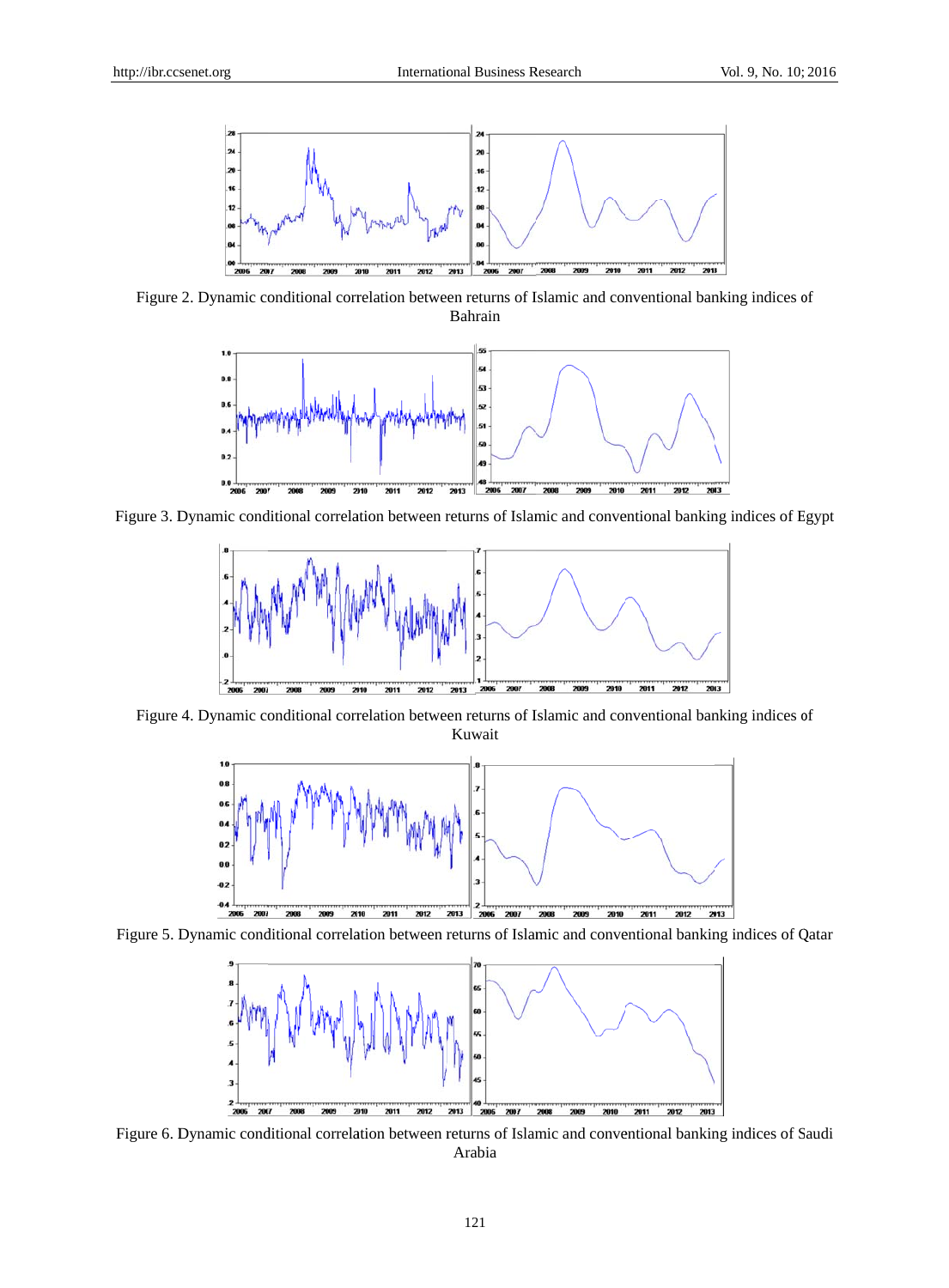Figure 2. Dynamic conditional correlation between returns of Islamic and conventional banking indices of Bahrain

Figure 3. Dynamic conditional correlation between returns of Islamic and conventional banking indices of Egypt

Figure 4. Dynamic conditional correlation between returns of Islamic and conventional banking indices of Kuwait

Figure 5. Dynamic conditional correlation between returns of Islamic and conventional banking indices of Qatar

Figure 6. Dynamic conditional correlation between returns of Islamic and conventional banking indices of Saudi Arabia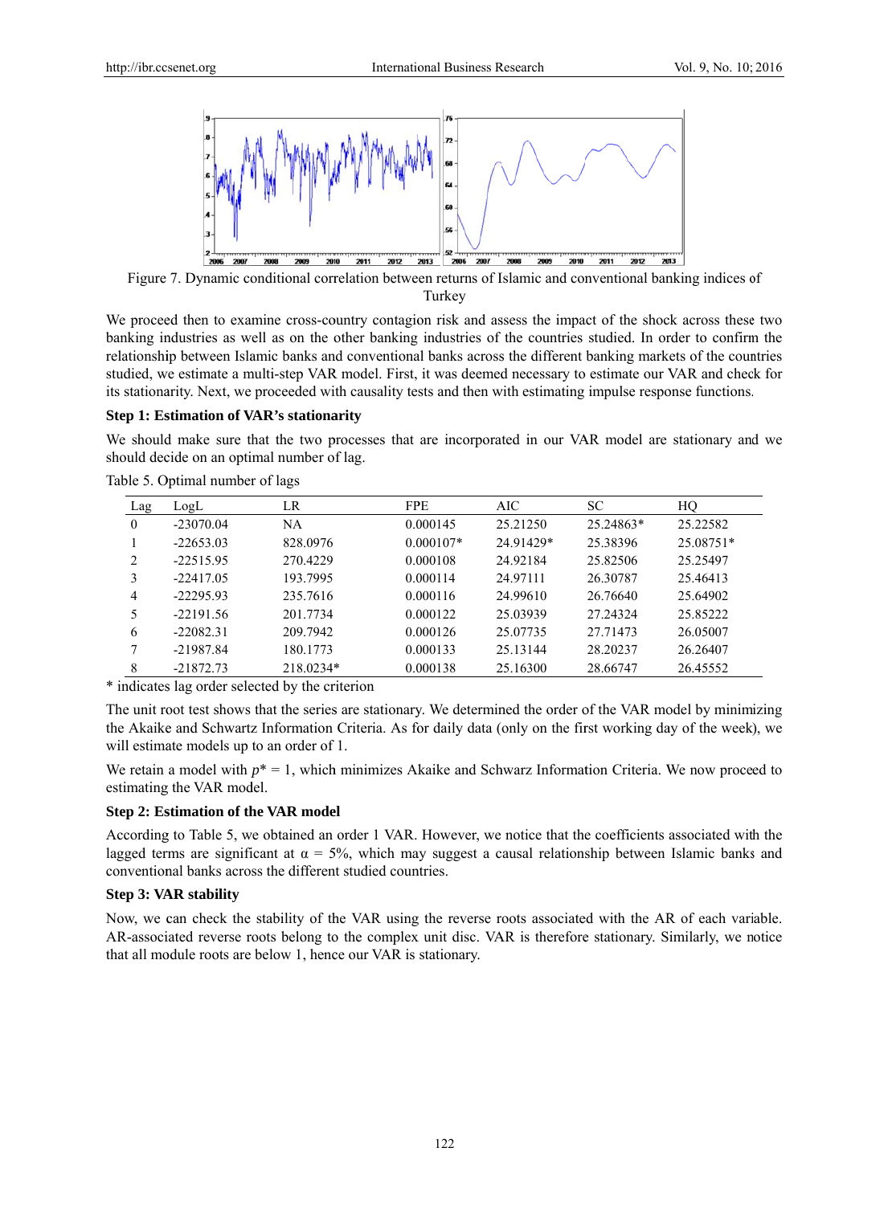Figure 7. Dynamic conditional correlation between returns of Islamic and conventional banking indices of Turkey

We proceed then to examine cross-country contagion risk and assess the impact of the shock across these two banking industries as well as on the other banking industries of the countries studied. In order to confirm the relationship between Islamic banks and conventional banks across the different banking markets of the countries studied, we estimate a multi-step VAR model. First, it was deemed necessary to estimate our VAR and check for its stationarity. Next, we proceeded with causality tests and then with estimating impulse response functions.

**Step 1: Estimation of VAR's stationarity**

We should make sure that the two processes that are incorporated in our VAR model are stationary and we should decide on an optimal number of lag.

Table 5. Optimal number of lags

| Lag | LogL | LR | FPE | AIC | SC | HQ |
|---|---|---|---|---|---|---|
| 0 | -23070.04 | NA | 0.000145 | 25.21250 | 25.24863* | 25.22582 |
| 1 | -22653.03 | 828.0976 | 0.000107* | 24.91429* | 25.38396 | 25.08751* |
| 2 | -22515.95 | 270.4229 | 0.000108 | 24.92184 | 25.82506 | 25.25497 |
| 3 | -22417.05 | 193.7995 | 0.000114 | 24.97111 | 26.30787 | 25.46413 |
| 4 | -22295.93 | 235.7616 | 0.000116 | 24.99610 | 26.76640 | 25.64902 |
| 5 | -22191.56 | 201.7734 | 0.000122 | 25.03939 | 27.24324 | 25.85222 |
| 6 | -22082.31 | 209.7942 | 0.000126 | 25.07735 | 27.71473 | 26.05007 |
| 7 | -21987.84 | 180.1773 | 0.000133 | 25.13144 | 28.20237 | 26.26407 |
| 8 | -21872.73 | 218.0234* | 0.000138 | 25.16300 | 28.66747 | 26.45552 |

* indicates lag order selected by the criterion

The unit root test shows that the series are stationary. We determined the order of the VAR model by minimizing the Akaike and Schwartz Information Criteria. As for daily data (only on the first working day of the week), we will estimate models up to an order of 1.

We retain a model with $p^* = 1$, which minimizes Akaike and Schwarz Information Criteria. We now proceed to estimating the VAR model.

**Step 2: Estimation of the VAR model**

According to Table 5, we obtained an order 1 VAR. However, we notice that the coefficients associated with the lagged terms are significant at $\alpha = 5\%$, which may suggest a causal relationship between Islamic banks and conventional banks across the different studied countries.

**Step 3: VAR stability**

Now, we can check the stability of the VAR using the reverse roots associated with the AR of each variable. AR-associated reverse roots belong to the complex unit disc. VAR is therefore stationary. Similarly, we notice that all module roots are below 1, hence our VAR is stationary.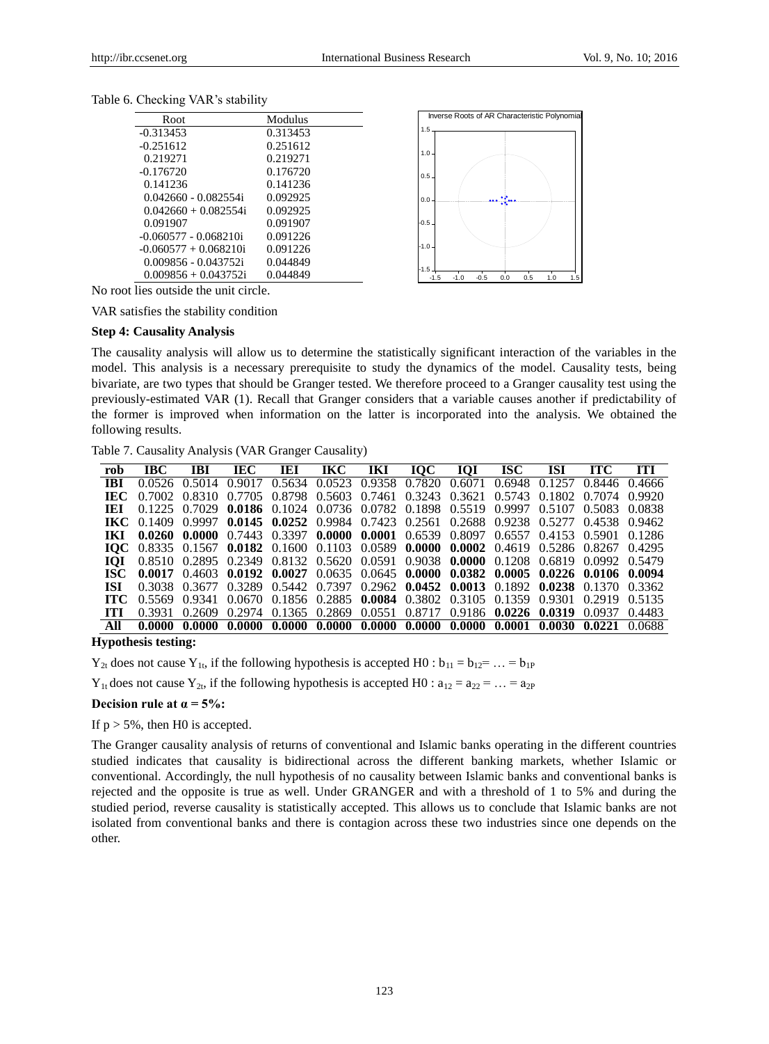Table 6. Checking VAR's stability

| Root | Modulus |
|---|---|
| -0.313453 | 0.313453 |
| -0.251612 | 0.251612 |
| 0.219271 | 0.219271 |
| -0.176720 | 0.176720 |
| 0.141236 | 0.141236 |
| 0.042660 - 0.082554i | 0.092925 |
| 0.042660 + 0.082554i | 0.092925 |
| 0.091907 | 0.091907 |
| -0.060577 - 0.068210i | 0.091226 |
| -0.060577 + 0.068210i | 0.091226 |
| 0.009856 - 0.043752i | 0.044849 |
| 0.009856 + 0.043752i | 0.044849 |

Inverse Roots of AR Characteristic Polynomial

No root lies outside the unit circle.

VAR satisfies the stability condition

**Step 4: Causality Analysis**

The causality analysis will allow us to determine the statistically significant interaction of the variables in the model. This analysis is a necessary prerequisite to study the dynamics of the model. Causality tests, being bivariate, are two types that should be Granger tested. We therefore proceed to a Granger causality test using the previously-estimated VAR (1). Recall that Granger considers that a variable causes another if predictability of the former is improved when information on the latter is incorporated into the analysis. We obtained the following results.

Table 7. Causality Analysis (VAR Granger Causality)

| rob | IBC | IBI | IEC | IEI | IKC | IKI | IQC | IQI | ISC | ISI | ITC | ITI |
|---|---|---|---|---|---|---|---|---|---|---|---|---|
| **IBI** | 0.0526 | 0.5014 | 0.9017 | 0.5634 | 0.0523 | 0.9358 | 0.7820 | 0.6071 | 0.6948 | 0.1257 | 0.8446 | 0.4666 |
| **IEC** | 0.7002 | 0.8310 | 0.7705 | 0.8798 | 0.5603 | 0.7461 | 0.3243 | 0.3621 | 0.5743 | 0.1802 | 0.7074 | 0.9920 |
| **IEI** | 0.1225 | 0.7029 | **0.0186** | 0.1024 | 0.0736 | 0.0782 | 0.1898 | 0.5519 | 0.9997 | 0.5107 | 0.5083 | 0.0838 |
| **IKC** | 0.1409 | 0.9997 | **0.0145** | **0.0252** | 0.9984 | 0.7423 | 0.2561 | 0.2688 | 0.9238 | 0.5277 | 0.4538 | 0.9462 |
| **IKI** | **0.0260** | **0.0000** | 0.7443 | 0.3397 | **0.0000** | **0.0001** | 0.6539 | 0.8097 | 0.6557 | 0.4153 | 0.5901 | 0.1286 |
| **IQC** | 0.8335 | 0.1567 | **0.0182** | 0.1600 | 0.1103 | 0.0589 | **0.0000** | **0.0002** | 0.4619 | 0.5286 | 0.8267 | 0.4295 |
| **IQI** | 0.8510 | 0.2895 | 0.2349 | 0.8132 | 0.5620 | 0.0591 | 0.9038 | **0.0000** | 0.1208 | 0.6819 | 0.0992 | 0.5479 |
| **ISC** | **0.0017** | 0.4603 | **0.0192** | **0.0027** | 0.0635 | 0.0645 | **0.0000** | **0.0382** | **0.0005** | **0.0226** | **0.0106** | **0.0094** |
| **ISI** | 0.3038 | 0.3677 | 0.3289 | 0.5442 | 0.7397 | 0.2962 | **0.0452** | **0.0013** | 0.1892 | **0.0238** | 0.1370 | 0.3362 |
| **ITC** | 0.5569 | 0.9341 | 0.0670 | 0.1856 | 0.2885 | **0.0084** | 0.3802 | 0.3105 | 0.1359 | 0.9301 | 0.2919 | 0.5135 |
| **ITI** | 0.3931 | 0.2609 | 0.2974 | 0.1365 | 0.2869 | 0.0551 | 0.8717 | 0.9186 | **0.0226** | **0.0319** | 0.0937 | 0.4483 |
| **All** | **0.0000** | **0.0000** | **0.0000** | **0.0000** | **0.0000** | **0.0000** | **0.0000** | **0.0000** | **0.0001** | **0.0030** | **0.0221** | 0.0688 |

**Hypothesis testing:**

$Y_{2t}$ does not cause $Y_{1t}$, if the following hypothesis is accepted H0 : $b_{11} = b_{12} = \ldots = b_{1P}$

$Y_{1t}$ does not cause $Y_{2t}$, if the following hypothesis is accepted H0 : $a_{12} = a_{22} = \ldots = a_{2P}$

**Decision rule at $\alpha = 5\%$:**

If $p > 5\%$, then H0 is accepted.

The Granger causality analysis of returns of conventional and Islamic banks operating in the different countries studied indicates that causality is bidirectional across the different banking markets, whether Islamic or conventional. Accordingly, the null hypothesis of no causality between Islamic banks and conventional banks is rejected and the opposite is true as well. Under GRANGER and with a threshold of 1 to 5% and during the studied period, reverse causality is statistically accepted. This allows us to conclude that Islamic banks are not isolated from conventional banks and there is contagion across these two industries since one depends on the other.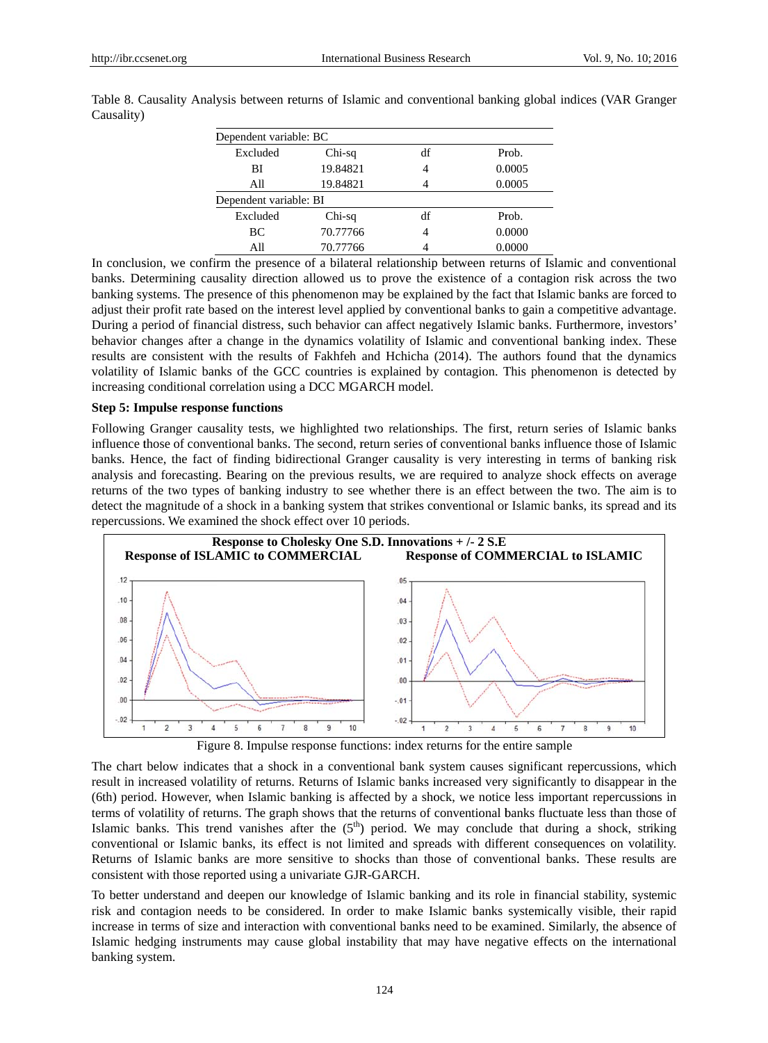Table 8. Causality Analysis between returns of Islamic and conventional banking global indices (VAR Granger Causality)

| Dependent variable: BC | | | |
|---|---|---|---|
| Excluded | Chi-sq | df | Prob. |
| BI | 19.84821 | 4 | 0.0005 |
| All | 19.84821 | 4 | 0.0005 |
| **Dependent variable: BI** | | | |
| Excluded | Chi-sq | df | Prob. |
| BC | 70.77766 | 4 | 0.0000 |
| All | 70.77766 | 4 | 0.0000 |

In conclusion, we confirm the presence of a bilateral relationship between returns of Islamic and conventional banks. Determining causality direction allowed us to prove the existence of a contagion risk across the two banking systems. The presence of this phenomenon may be explained by the fact that Islamic banks are forced to adjust their profit rate based on the interest level applied by conventional banks to gain a competitive advantage. During a period of financial distress, such behavior can affect negatively Islamic banks. Furthermore, investors' behavior changes after a change in the dynamics volatility of Islamic and conventional banking index. These results are consistent with the results of Fakhfeh and Hchicha (2014). The authors found that the dynamics volatility of Islamic banks of the GCC countries is explained by contagion. This phenomenon is detected by increasing conditional correlation using a DCC MGARCH model.

**Step 5: Impulse response functions**

Following Granger causality tests, we highlighted two relationships. The first, return series of Islamic banks influence those of conventional banks. The second, return series of conventional banks influence those of Islamic banks. Hence, the fact of finding bidirectional Granger causality is very interesting in terms of banking risk analysis and forecasting. Bearing on the previous results, we are required to analyze shock effects on average returns of the two types of banking industry to see whether there is an effect between the two. The aim is to detect the magnitude of a shock in a banking system that strikes conventional or Islamic banks, its spread and its repercussions. We examined the shock effect over 10 periods.

Figure 8. Impulse response functions: index returns for the entire sample

The chart below indicates that a shock in a conventional bank system causes significant repercussions, which result in increased volatility of returns. Returns of Islamic banks increased very significantly to disappear in the (6th) period. However, when Islamic banking is affected by a shock, we notice less important repercussions in terms of volatility of returns. The graph shows that the returns of conventional banks fluctuate less than those of Islamic banks. This trend vanishes after the (5th) period. We may conclude that during a shock, striking conventional or Islamic banks, its effect is not limited and spreads with different consequences on volatility. Returns of Islamic banks are more sensitive to shocks than those of conventional banks. These results are consistent with those reported using a univariate GJR-GARCH.

To better understand and deepen our knowledge of Islamic banking and its role in financial stability, systemic risk and contagion need to be considered. In order to make Islamic banks systemically visible, their rapid increase in terms of size and interaction with conventional banks need to be examined. Similarly, the absence of Islamic hedging instruments may cause global instability that may have negative effects on the international banking system.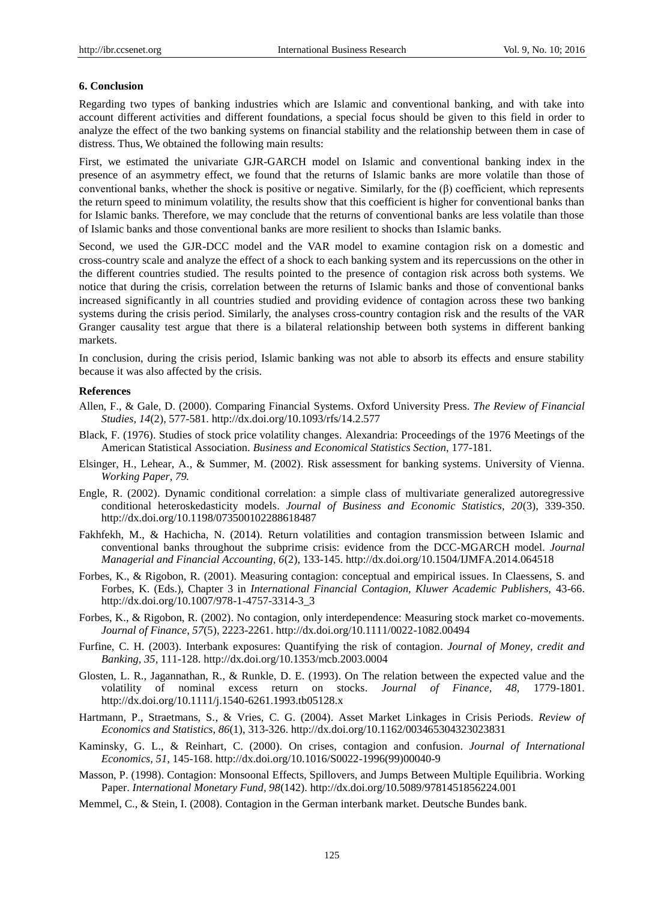## 6. Conclusion

Regarding two types of banking industries which are Islamic and conventional banking, and with take into account different activities and different foundations, a special focus should be given to this field in order to analyze the effect of the two banking systems on financial stability and the relationship between them in case of distress. Thus, We obtained the following main results:

First, we estimated the univariate GJR-GARCH model on Islamic and conventional banking index in the presence of an asymmetry effect, we found that the returns of Islamic banks are more volatile than those of conventional banks, whether the shock is positive or negative. Similarly, for the ($\beta$) coefficient, which represents the return speed to minimum volatility, the results show that this coefficient is higher for conventional banks than for Islamic banks. Therefore, we may conclude that the returns of conventional banks are less volatile than those of Islamic banks and those conventional banks are more resilient to shocks than Islamic banks.

Second, we used the GJR-DCC model and the VAR model to examine contagion risk on a domestic and cross-country scale and analyze the effect of a shock to each banking system and its repercussions on the other in the different countries studied. The results pointed to the presence of contagion risk across both systems. We notice that during the crisis, correlation between the returns of Islamic banks and those of conventional banks increased significantly in all countries studied and providing evidence of contagion across these two banking systems during the crisis period. Similarly, the analyses cross-country contagion risk and the results of the VAR Granger causality test argue that there is a bilateral relationship between both systems in different banking markets.

In conclusion, during the crisis period, Islamic banking was not able to absorb its effects and ensure stability because it was also affected by the crisis.

### References

Allen, F., & Gale, D. (2000). Comparing Financial Systems. Oxford University Press. *The Review of Financial Studies, 14*(2), 577-581. http://dx.doi.org/10.1093/rfs/14.2.577

Black, F. (1976). Studies of stock price volatility changes. Alexandria: Proceedings of the 1976 Meetings of the American Statistical Association. *Business and Economical Statistics Section*, 177-181.

Elsinger, H., Lehear, A., & Summer, M. (2002). Risk assessment for banking systems. University of Vienna. *Working Paper, 79.*

Engle, R. (2002). Dynamic conditional correlation: a simple class of multivariate generalized autoregressive conditional heteroskedasticity models. *Journal of Business and Economic Statistics, 20*(3), 339-350. http://dx.doi.org/10.1198/073500102288618487

Fakhfekh, M., & Hachicha, N. (2014). Return volatilities and contagion transmission between Islamic and conventional banks throughout the subprime crisis: evidence from the DCC-MGARCH model. *Journal Managerial and Financial Accounting, 6*(2), 133-145. http://dx.doi.org/10.1504/IJMFA.2014.064518

Forbes, K., & Rigobon, R. (2001). Measuring contagion: conceptual and empirical issues. In Claessens, S. and Forbes, K. (Eds.), Chapter 3 in *International Financial Contagion, Kluwer Academic Publishers,* 43-66. http://dx.doi.org/10.1007/978-1-4757-3314-3_3

Forbes, K., & Rigobon, R. (2002). No contagion, only interdependence: Measuring stock market co-movements. *Journal of Finance, 57*(5), 2223-2261. http://dx.doi.org/10.1111/0022-1082.00494

Furfine, C. H. (2003). Interbank exposures: Quantifying the risk of contagion. *Journal of Money, credit and Banking, 35,* 111-128. http://dx.doi.org/10.1353/mcb.2003.0004

Glosten, L. R., Jagannathan, R., & Runkle, D. E. (1993). On The relation between the expected value and the volatility of nominal excess return on stocks. *Journal of Finance, 48,* 1779-1801. http://dx.doi.org/10.1111/j.1540-6261.1993.tb05128.x

Hartmann, P., Straetmans, S., & Vries, C. G. (2004). Asset Market Linkages in Crisis Periods. *Review of Economics and Statistics, 86*(1), 313-326. http://dx.doi.org/10.1162/003465304323023831

Kaminsky, G. L., & Reinhart, C. (2000). On crises, contagion and confusion. *Journal of International Economics, 51,* 145-168. http://dx.doi.org/10.1016/S0022-1996(99)00040-9

Masson, P. (1998). Contagion: Monsoonal Effects, Spillovers, and Jumps Between Multiple Equilibria. Working Paper. *International Monetary Fund, 98*(142). http://dx.doi.org/10.5089/9781451856224.001

Memmel, C., & Stein, I. (2008). Contagion in the German interbank market. Deutsche Bundes bank.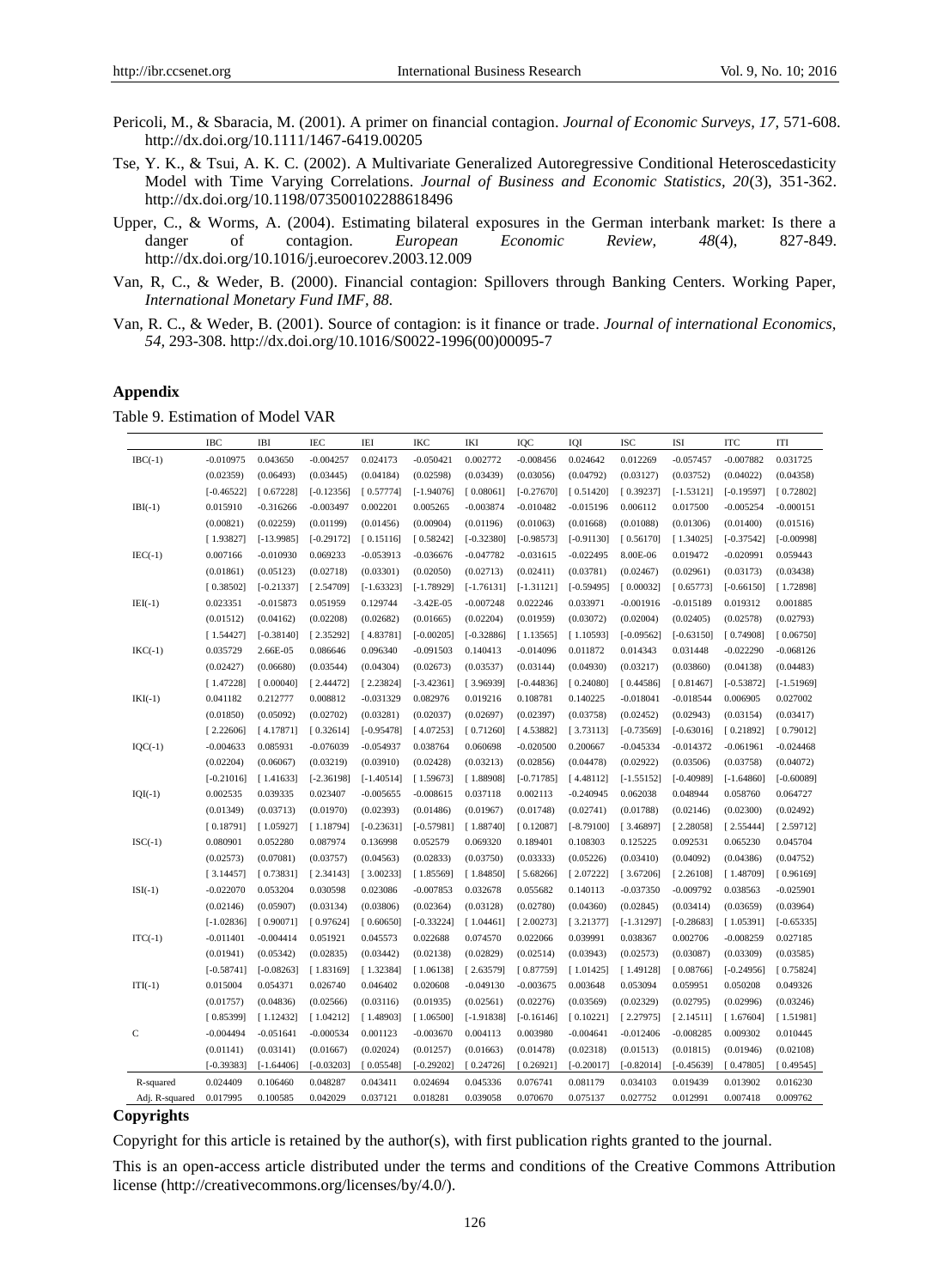Pericoli, M., & Sbaracia, M. (2001). A primer on financial contagion. *Journal of Economic Surveys, 17,* 571-608. http://dx.doi.org/10.1111/1467-6419.00205

Tse, Y. K., & Tsui, A. K. C. (2002). A Multivariate Generalized Autoregressive Conditional Heteroscedasticity Model with Time Varying Correlations. *Journal of Business and Economic Statistics, 20*(3), 351-362. http://dx.doi.org/10.1198/073500102288618496

Upper, C., & Worms, A. (2004). Estimating bilateral exposures in the German interbank market: Is there a danger of contagion. *European Economic Review, 48*(4), 827-849. http://dx.doi.org/10.1016/j.euroecorev.2003.12.009

Van, R, C., & Weder, B. (2000). Financial contagion: Spillovers through Banking Centers. Working Paper, *International Monetary Fund IMF, 88.*

Van, R. C., & Weder, B. (2001). Source of contagion: is it finance or trade. *Journal of international Economics, 54,* 293-308. http://dx.doi.org/10.1016/S0022-1996(00)00095-7

## Appendix

Table 9. Estimation of Model VAR

| | IBC | IBI | IEC | IEI | IKC | IKI | IQC | IQI | ISC | ISI | ITC | ITI |
|---|---|---|---|---|---|---|---|---|---|---|---|---|
| IBC(-1) | -0.010975 | 0.043650 | -0.004257 | 0.024173 | -0.050421 | 0.002772 | -0.008456 | 0.024642 | 0.012269 | -0.057457 | -0.007882 | 0.031725 |
| | (0.02359) | (0.06493) | (0.03445) | (0.04184) | (0.02598) | (0.03439) | (0.03056) | (0.04792) | (0.03127) | (0.03752) | (0.04022) | (0.04358) |
| | [-0.46522] | [ 0.67228] | [-0.12356] | [ 0.57774] | [-1.94076] | [ 0.08061] | [-0.27670] | [ 0.51420] | [ 0.39237] | [-1.53121] | [-0.19597] | [ 0.72802] |
| IBI(-1) | 0.015910 | -0.316266 | -0.003497 | 0.002201 | 0.005265 | -0.003874 | -0.010482 | -0.015196 | 0.006112 | 0.017500 | -0.005254 | -0.000151 |
| | (0.00821) | (0.02259) | (0.01199) | (0.01456) | (0.00904) | (0.01196) | (0.01063) | (0.01668) | (0.01088) | (0.01306) | (0.01400) | (0.01516) |
| | [ 1.93827] | [-13.9985] | [-0.29172] | [ 0.15116] | [ 0.58242] | [-0.32380] | [-0.98573] | [-0.91130] | [ 0.56170] | [ 1.34025] | [-0.37542] | [-0.00998] |
| IEC(-1) | 0.007166 | -0.010930 | 0.069233 | -0.053913 | -0.036676 | -0.047782 | -0.031615 | -0.022495 | 8.00E-06 | 0.019472 | -0.020991 | 0.059443 |
| | (0.01861) | (0.05123) | (0.02718) | (0.03301) | (0.02050) | (0.02713) | (0.02411) | (0.03781) | (0.02467) | (0.02961) | (0.03173) | (0.03438) |
| | [ 0.38502] | [-0.21337] | [ 2.54709] | [-1.63323] | [-1.78929] | [-1.76131] | [-1.31121] | [-0.59495] | [ 0.00032] | [ 0.65773] | [-0.66150] | [ 1.72898] |
| IEI(-1) | 0.023351 | -0.015873 | 0.051959 | 0.129744 | -3.42E-05 | -0.007248 | 0.022246 | 0.033971 | -0.001916 | -0.015189 | 0.019312 | 0.001885 |
| | (0.01512) | (0.04162) | (0.02208) | (0.02682) | (0.01665) | (0.02204) | (0.01959) | (0.03072) | (0.02004) | (0.02405) | (0.02578) | (0.02793) |
| | [ 1.54427] | [-0.38140] | [ 2.35292] | [ 4.83781] | [-0.00205] | [-0.32886] | [ 1.13565] | [ 1.10593] | [-0.09562] | [-0.63150] | [ 0.74908] | [ 0.06750] |
| IKC(-1) | 0.035729 | 2.66E-05 | 0.086646 | 0.096340 | -0.091503 | 0.140413 | -0.014096 | 0.011872 | 0.014343 | 0.031448 | -0.022290 | -0.068126 |
| | (0.02427) | (0.06680) | (0.03544) | (0.04304) | (0.02673) | (0.03537) | (0.03144) | (0.04930) | (0.03217) | (0.03860) | (0.04138) | (0.04483) |
| | [ 1.47228] | [ 0.00040] | [ 2.44472] | [ 2.23824] | [-3.42361] | [ 3.96939] | [-0.44836] | [ 0.24080] | [ 0.44586] | [ 0.81467] | [-0.53872] | [-1.51969] |
| IKI(-1) | 0.041182 | 0.212777 | 0.008812 | -0.031329 | 0.082976 | 0.019216 | 0.108781 | 0.140225 | -0.018041 | -0.018544 | 0.006905 | 0.027002 |
| | (0.01850) | (0.05092) | (0.02702) | (0.03281) | (0.02037) | (0.02697) | (0.02397) | (0.03758) | (0.02452) | (0.02943) | (0.03154) | (0.03417) |
| | [ 2.22606] | [ 4.17871] | [ 0.32614] | [-0.95478] | [ 4.07253] | [ 0.71260] | [ 4.53882] | [ 3.73113] | [-0.73569] | [-0.63016] | [ 0.21892] | [ 0.79012] |
| IQC(-1) | -0.004633 | 0.085931 | -0.076039 | -0.054937 | 0.038764 | 0.060698 | -0.020500 | 0.200667 | -0.045334 | -0.014372 | -0.061961 | -0.024468 |
| | (0.02204) | (0.06067) | (0.03219) | (0.03910) | (0.02428) | (0.03213) | (0.02856) | (0.04478) | (0.02922) | (0.03506) | (0.03758) | (0.04072) |
| | [-0.21016] | [ 1.41633] | [-2.36198] | [-1.40514] | [ 1.59673] | [ 1.88908] | [-0.71785] | [ 4.48112] | [-1.55152] | [-0.40989] | [-1.64860] | [-0.60089] |
| IQI(-1) | 0.002535 | 0.039335 | 0.023407 | -0.005655 | -0.008615 | 0.037118 | 0.002113 | -0.240945 | 0.062038 | 0.048944 | 0.058760 | 0.064727 |
| | (0.01349) | (0.03713) | (0.01970) | (0.02393) | (0.01486) | (0.01967) | (0.01748) | (0.02741) | (0.01788) | (0.02146) | (0.02300) | (0.02492) |
| | [ 0.18791] | [ 1.05927] | [ 1.18794] | [-0.23631] | [-0.57981] | [ 1.88740] | [ 0.12087] | [-8.79100] | [ 3.46897] | [ 2.28058] | [ 2.55444] | [ 2.59712] |
| ISC(-1) | 0.080901 | 0.052280 | 0.087974 | 0.136998 | 0.052579 | 0.069320 | 0.189401 | 0.108303 | 0.125225 | 0.092531 | 0.065230 | 0.045704 |
| | (0.02573) | (0.07081) | (0.03757) | (0.04563) | (0.02833) | (0.03750) | (0.03333) | (0.05226) | (0.03410) | (0.04092) | (0.04386) | (0.04752) |
| | [ 3.14457] | [ 0.73831] | [ 2.34143] | [ 3.00233] | [ 1.85569] | [ 1.84850] | [ 5.68266] | [ 2.07222] | [ 3.67206] | [ 2.26108] | [ 1.48709] | [ 0.96169] |
| ISI(-1) | -0.022070 | 0.053204 | 0.030598 | 0.023086 | -0.007853 | 0.032678 | 0.055682 | 0.140113 | -0.037350 | -0.009792 | 0.038563 | -0.025901 |
| | (0.02146) | (0.05907) | (0.03134) | (0.03806) | (0.02364) | (0.03128) | (0.02780) | (0.04360) | (0.02845) | (0.03414) | (0.03659) | (0.03964) |
| | [-1.02836] | [ 0.90071] | [ 0.97624] | [ 0.60650] | [-0.33224] | [ 1.04461] | [ 2.00273] | [ 3.21377] | [-1.31297] | [-0.28683] | [ 1.05391] | [-0.65335] |
| ITC(-1) | -0.011401 | -0.004414 | 0.051921 | 0.045573 | 0.022688 | 0.074570 | 0.022066 | 0.039991 | 0.038367 | 0.002706 | -0.008259 | 0.027185 |
| | (0.01941) | (0.05342) | (0.02835) | (0.03442) | (0.02138) | (0.02829) | (0.02514) | (0.03943) | (0.02573) | (0.03087) | (0.03309) | (0.03585) |
| | [-0.58741] | [-0.08263] | [ 1.83169] | [ 1.32384] | [ 1.06138] | [ 2.63579] | [ 0.87759] | [ 1.01425] | [ 1.49128] | [ 0.08766] | [-0.24956] | [ 0.75824] |
| ITI(-1) | 0.015004 | 0.054371 | 0.026740 | 0.046402 | 0.020608 | -0.049130 | -0.003675 | 0.003648 | 0.053094 | 0.059951 | 0.050208 | 0.049326 |
| | (0.01757) | (0.04836) | (0.02566) | (0.03116) | (0.01935) | (0.02561) | (0.02276) | (0.03569) | (0.02329) | (0.02795) | (0.02996) | (0.03246) |
| | [ 0.85399] | [ 1.12432] | [ 1.04212] | [ 1.48903] | [ 1.06500] | [-1.91838] | [-0.16146] | [ 0.10221] | [ 2.27975] | [ 2.14511] | [ 1.67604] | [ 1.51981] |
| C | -0.004494 | -0.051641 | -0.000534 | 0.001123 | -0.003670 | 0.004113 | 0.003980 | -0.004641 | -0.012406 | -0.008285 | 0.009302 | 0.010445 |
| | (0.01141) | (0.03141) | (0.01667) | (0.02024) | (0.01257) | (0.01663) | (0.01478) | (0.02318) | (0.01513) | (0.01815) | (0.01946) | (0.02108) |
| | [-0.39383] | [-1.64406] | [-0.03203] | [ 0.05548] | [-0.29202] | [ 0.24726] | [ 0.26921] | [-0.20017] | [-0.82014] | [-0.45639] | [ 0.47805] | [ 0.49545] |
| R-squared | 0.024409 | 0.106460 | 0.048287 | 0.043411 | 0.024694 | 0.045336 | 0.076741 | 0.081179 | 0.034103 | 0.019439 | 0.013902 | 0.016230 |
| Adj. R-squared | 0.017995 | 0.100585 | 0.042029 | 0.037121 | 0.018281 | 0.039058 | 0.070670 | 0.075137 | 0.027752 | 0.012991 | 0.007418 | 0.009762 |

## Copyrights

Copyright for this article is retained by the author(s), with first publication rights granted to the journal.

This is an open-access article distributed under the terms and conditions of the Creative Commons Attribution license (http://creativecommons.org/licenses/by/4.0/).